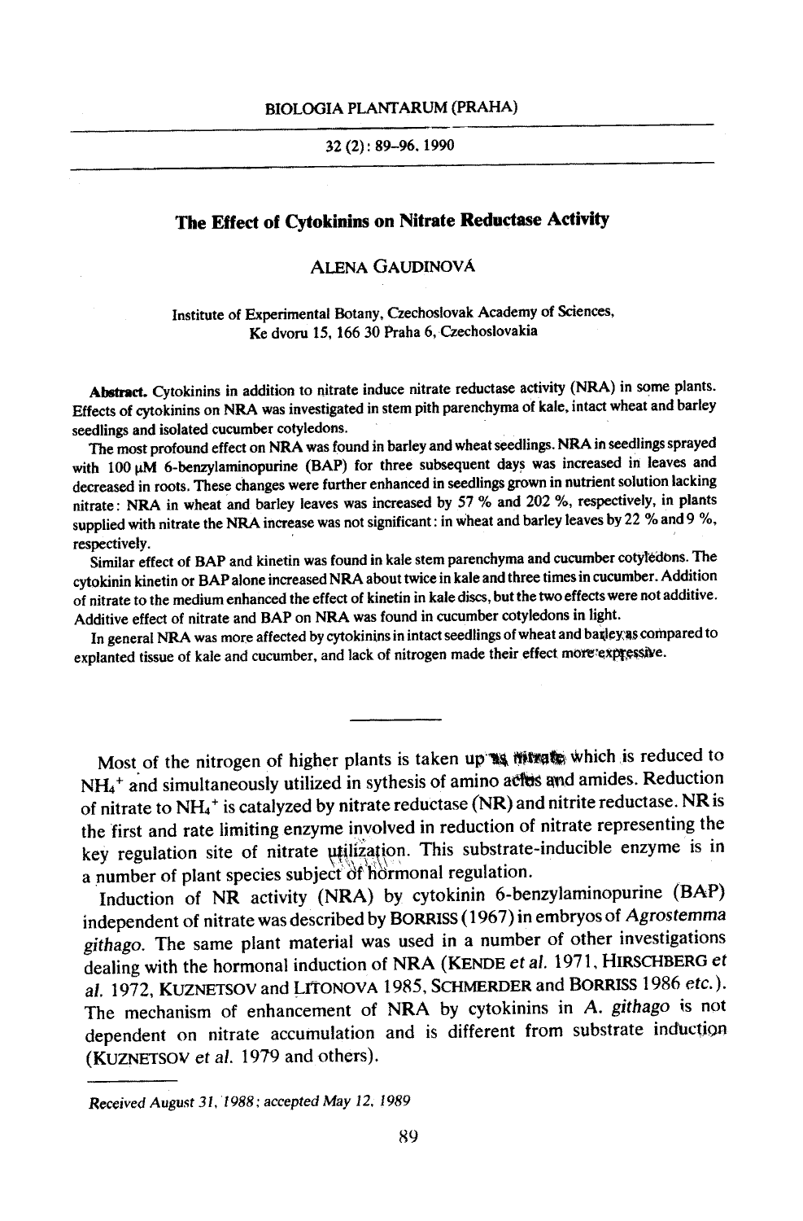# The Effect of Cytokinins on Nitrate Reductase Activity

ALENA GAUDINOVÁ

Institute of Experimental Botany, Czechoslovak Academy of Sciences,
Ke dvoru 15, 166 30 Praha 6, Czechoslovakia

**Abstract.** Cytokinins in addition to nitrate induce nitrate reductase activity (NRA) in some plants. Effects of cytokinins on NRA was investigated in stem pith parenchyma of kale, intact wheat and barley seedlings and isolated cucumber cotyledons.

The most profound effect on NRA was found in barley and wheat seedlings. NRA in seedlings sprayed with 100 μM 6-benzylaminopurine (BAP) for three subsequent days was increased in leaves and decreased in roots. These changes were further enhanced in seedlings grown in nutrient solution lacking nitrate: NRA in wheat and barley leaves was increased by 57 % and 202 %, respectively, in plants supplied with nitrate the NRA increase was not significant: in wheat and barley leaves by 22 % and 9 %, respectively.

Similar effect of BAP and kinetin was found in kale stem parenchyma and cucumber cotyledons. The cytokinin kinetin or BAP alone increased NRA about twice in kale and three times in cucumber. Addition of nitrate to the medium enhanced the effect of kinetin in kale discs, but the two effects were not additive. Additive effect of nitrate and BAP on NRA was found in cucumber cotyledons in light.

In general NRA was more affected by cytokinins in intact seedlings of wheat and barley as compared to explanted tissue of kale and cucumber, and lack of nitrogen made their effect more expressive.

---

Most of the nitrogen of higher plants is taken up as nitrate which is reduced to $NH_4^+$ and simultaneously utilized in sythesis of amino acids and amides. Reduction of nitrate to $NH_4^+$ is catalyzed by nitrate reductase (NR) and nitrite reductase. NR is the first and rate limiting enzyme involved in reduction of nitrate representing the key regulation site of nitrate utilization. This substrate-inducible enzyme is in a number of plant species subject of hormonal regulation.

Induction of NR activity (NRA) by cytokinin 6-benzylaminopurine (BAP) independent of nitrate was described by BORRISS (1967) in embryos of *Agrostemma githago*. The same plant material was used in a number of other investigations dealing with the hormonal induction of NRA (KENDE *et al.* 1971, HIRSCHBERG *et al.* 1972, KUZNETSOV and LITONOVA 1985, SCHMERDER and BORRISS 1986 *etc.*). The mechanism of enhancement of NRA by cytokinins in *A. githago* is not dependent on nitrate accumulation and is different from substrate induction (KUZNETSOV *et al.* 1979 and others).

---

*Received August 31, 1988; accepted May 12, 1989*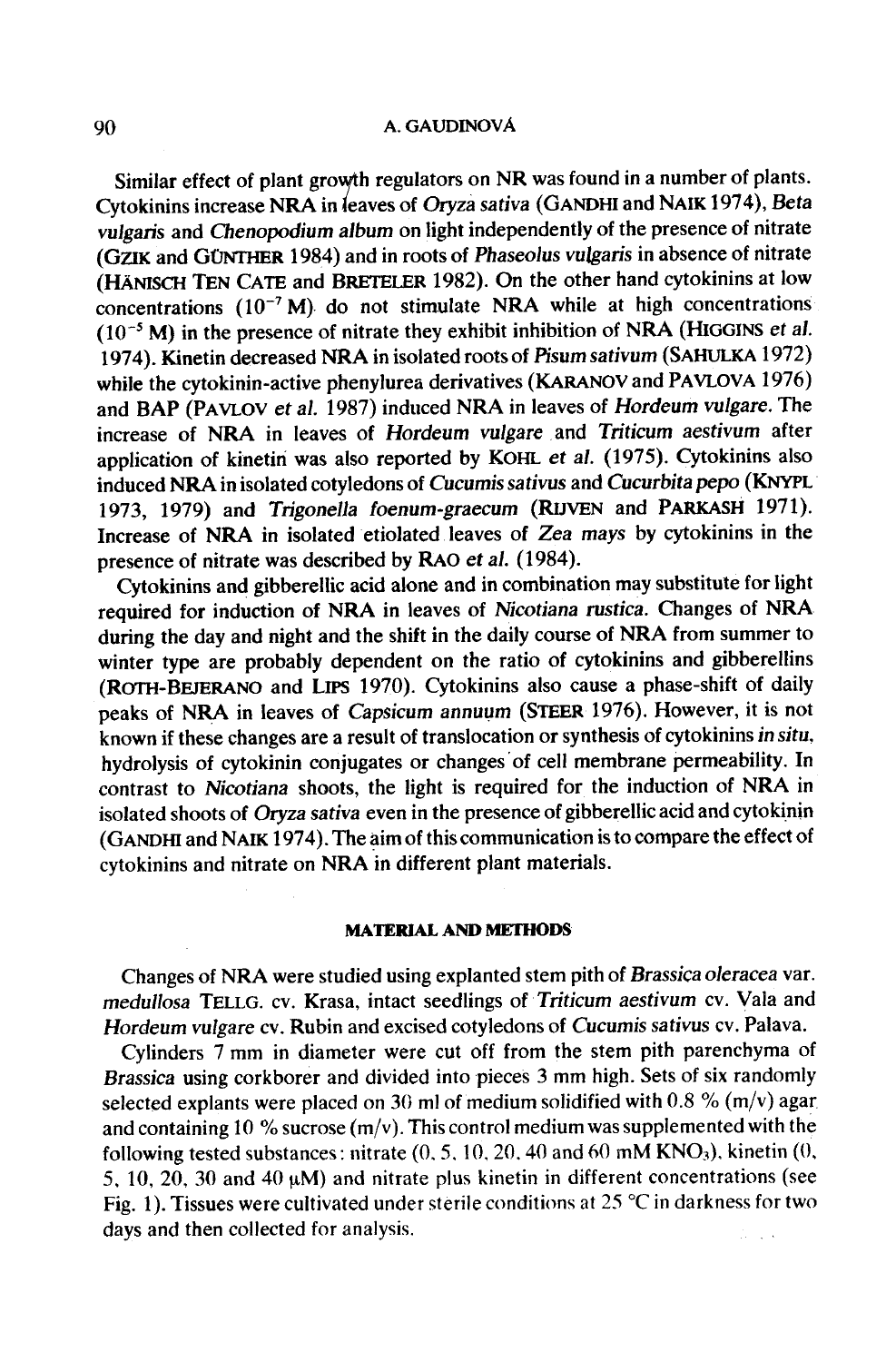Similar effect of plant growth regulators on NR was found in a number of plants. Cytokinins increase NRA in leaves of *Oryza sativa* (GANDHI and NAIK 1974), *Beta vulgaris* and *Chenopodium album* on light independently of the presence of nitrate (GZIK and GÜNTHER 1984) and in roots of *Phaseolus vulgaris* in absence of nitrate (HÄNISCH TEN CATE and BRETELER 1982). On the other hand cytokinins at low concentrations ($10^{-7}$ M) do not stimulate NRA while at high concentrations ($10^{-5}$ M) in the presence of nitrate they exhibit inhibition of NRA (HIGGINS *et al.* 1974). Kinetin decreased NRA in isolated roots of *Pisum sativum* (SAHULKA 1972) while the cytokinin-active phenylurea derivatives (KARANOV and PAVLOVA 1976) and BAP (PAVLOV *et al.* 1987) induced NRA in leaves of *Hordeum vulgare*. The increase of NRA in leaves of *Hordeum vulgare* and *Triticum aestivum* after application of kinetin was also reported by KOHL *et al.* (1975). Cytokinins also induced NRA in isolated cotyledons of *Cucumis sativus* and *Cucurbita pepo* (KNYPL 1973, 1979) and *Trigonella foenum-graecum* (RIJVEN and PARKASH 1971). Increase of NRA in isolated etiolated leaves of *Zea mays* by cytokinins in the presence of nitrate was described by RAO *et al.* (1984).

Cytokinins and gibberellic acid alone and in combination may substitute for light required for induction of NRA in leaves of *Nicotiana rustica*. Changes of NRA during the day and night and the shift in the daily course of NRA from summer to winter type are probably dependent on the ratio of cytokinins and gibberellins (ROTH-BEJERANO and LIPS 1970). Cytokinins also cause a phase-shift of daily peaks of NRA in leaves of *Capsicum annuum* (STEER 1976). However, it is not known if these changes are a result of translocation or synthesis of cytokinins *in situ*, hydrolysis of cytokinin conjugates or changes of cell membrane permeability. In contrast to *Nicotiana* shoots, the light is required for the induction of NRA in isolated shoots of *Oryza sativa* even in the presence of gibberellic acid and cytokinin (GANDHI and NAIK 1974). The aim of this communication is to compare the effect of cytokinins and nitrate on NRA in different plant materials.

## MATERIAL AND METHODS

Changes of NRA were studied using explanted stem pith of *Brassica oleracea* var. *medullosa* TELLG. cv. Krasa, intact seedlings of *Triticum aestivum* cv. Vala and *Hordeum vulgare* cv. Rubin and excised cotyledons of *Cucumis sativus* cv. Palava.

Cylinders 7 mm in diameter were cut off from the stem pith parenchyma of *Brassica* using corkborer and divided into pieces 3 mm high. Sets of six randomly selected explants were placed on 30 ml of medium solidified with 0.8 % (m/v) agar and containing 10 % sucrose (m/v). This control medium was supplemented with the following tested substances: nitrate (0, 5, 10, 20, 40 and 60 mM $KNO_3$), kinetin (0, 5, 10, 20, 30 and 40 μM) and nitrate plus kinetin in different concentrations (see Fig. 1). Tissues were cultivated under sterile conditions at 25 °C in darkness for two days and then collected for analysis.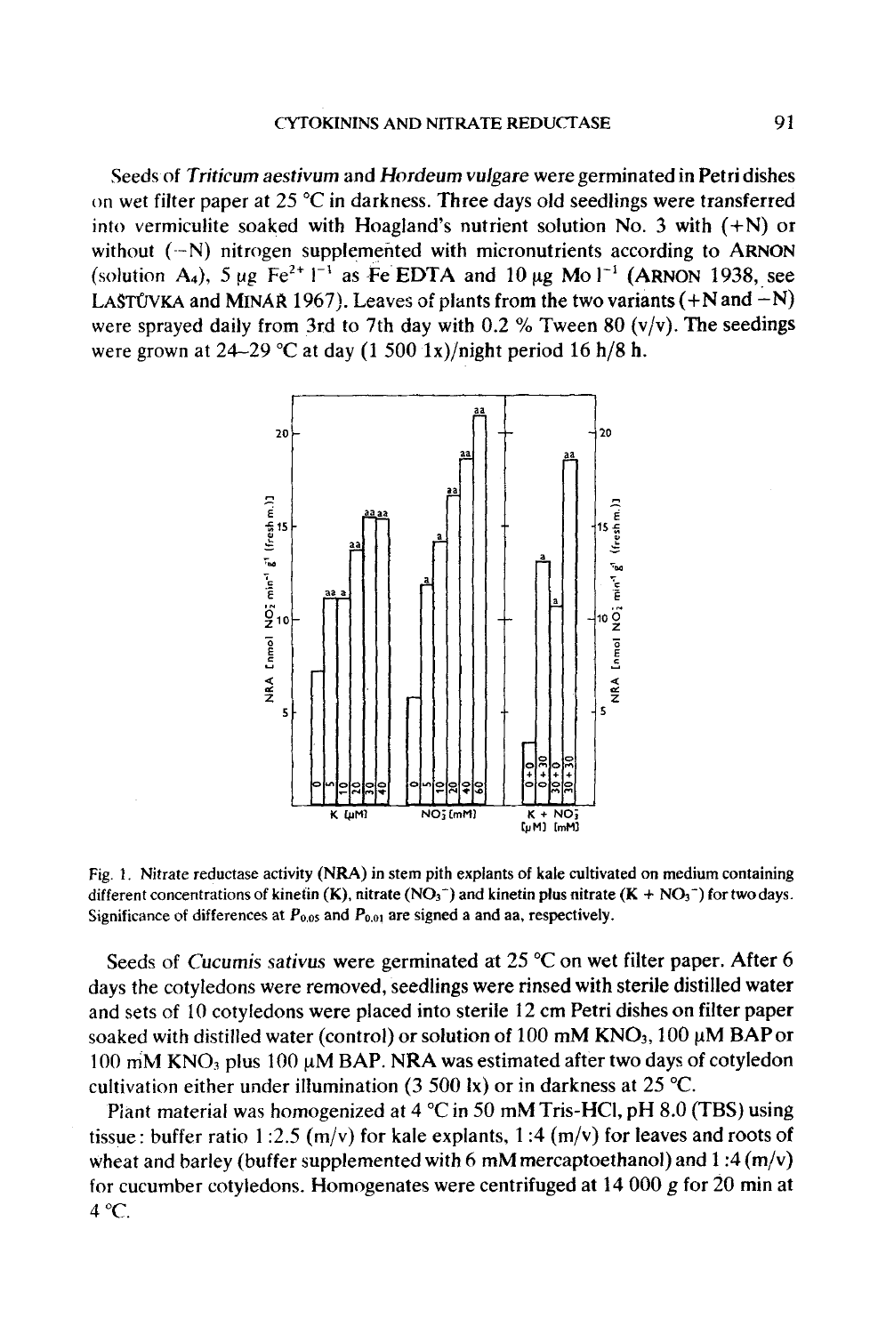Seeds of *Triticum aestivum* and *Hordeum vulgare* were germinated in Petri dishes on wet filter paper at 25 °C in darkness. Three days old seedlings were transferred into vermiculite soaked with Hoagland's nutrient solution No. 3 with (+N) or without (−N) nitrogen supplemented with micronutrients according to ARNON (solution $A_4$), 5 µg $Fe^{2+}$ $l^{-1}$ as Fe EDTA and 10 µg Mo $l^{-1}$ (ARNON 1938, see LAŠTŮVKA and MINÁŘ 1967). Leaves of plants from the two variants (+N and −N) were sprayed daily from 3rd to 7th day with 0.2 % Tween 80 (v/v). The seedings were grown at 24–29 °C at day (1 500 lx)/night period 16 h/8 h.

Fig. 1. Nitrate reductase activity (NRA) in stem pith explants of kale cultivated on medium containing different concentrations of kinetin (K), nitrate ($NO_3^-$) and kinetin plus nitrate (K + $NO_3^-$) for two days. Significance of differences at $P_{0.05}$ and $P_{0.01}$ are signed a and aa, respectively.

Seeds of *Cucumis sativus* were germinated at 25 °C on wet filter paper. After 6 days the cotyledons were removed, seedlings were rinsed with sterile distilled water and sets of 10 cotyledons were placed into sterile 12 cm Petri dishes on filter paper soaked with distilled water (control) or solution of 100 mM $KNO_3$, 100 µM BAP or 100 mM $KNO_3$ plus 100 µM BAP. NRA was estimated after two days of cotyledon cultivation either under illumination (3 500 lx) or in darkness at 25 °C.

Plant material was homogenized at 4 °C in 50 mM Tris-HCl, pH 8.0 (TBS) using tissue : buffer ratio 1 :2.5 (m/v) for kale explants, 1 :4 (m/v) for leaves and roots of wheat and barley (buffer supplemented with 6 mM mercaptoethanol) and 1 :4 (m/v) for cucumber cotyledons. Homogenates were centrifuged at 14 000 *g* for 20 min at 4 °C.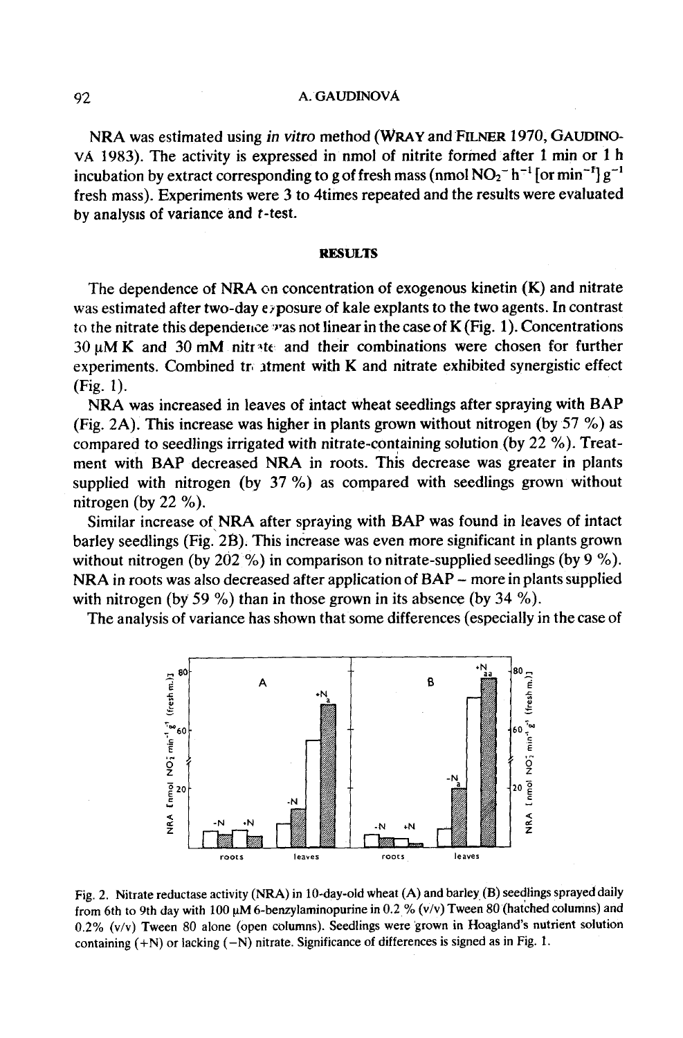NRA was estimated using *in vitro* method (WRAY and FILNER 1970, GAUDINOVÁ 1983). The activity is expressed in nmol of nitrite formed after 1 min or 1 h incubation by extract corresponding to g of fresh mass (nmol $NO_2^-$ $h^{-1}$ [or $min^{-1}$] $g^{-1}$ fresh mass). Experiments were 3 to 4times repeated and the results were evaluated by analysis of variance and *t*-test.

## RESULTS

The dependence of NRA on concentration of exogenous kinetin (K) and nitrate was estimated after two-day exposure of kale explants to the two agents. In contrast to the nitrate this dependence was not linear in the case of K (Fig. 1). Concentrations 30 μM K and 30 mM nitrate and their combinations were chosen for further experiments. Combined treatment with K and nitrate exhibited synergistic effect (Fig. 1).

NRA was increased in leaves of intact wheat seedlings after spraying with BAP (Fig. 2A). This increase was higher in plants grown without nitrogen (by 57 %) as compared to seedlings irrigated with nitrate-containing solution (by 22 %). Treatment with BAP decreased NRA in roots. This decrease was greater in plants supplied with nitrogen (by 37 %) as compared with seedlings grown without nitrogen (by 22 %).

Similar increase of NRA after spraying with BAP was found in leaves of intact barley seedlings (Fig. 2B). This increase was even more significant in plants grown without nitrogen (by 202 %) in comparison to nitrate-supplied seedlings (by 9 %). NRA in roots was also decreased after application of BAP – more in plants supplied with nitrogen (by 59 %) than in those grown in its absence (by 34 %).

The analysis of variance has shown that some differences (especially in the case of

Fig. 2. Nitrate reductase activity (NRA) in 10-day-old wheat (A) and barley (B) seedlings sprayed daily from 6th to 9th day with 100 μM 6-benzylaminopurine in 0.2 % (v/v) Tween 80 (hatched columns) and 0.2% (v/v) Tween 80 alone (open columns). Seedlings were grown in Hoagland's nutrient solution containing (+N) or lacking (−N) nitrate. Significance of differences is signed as in Fig. 1.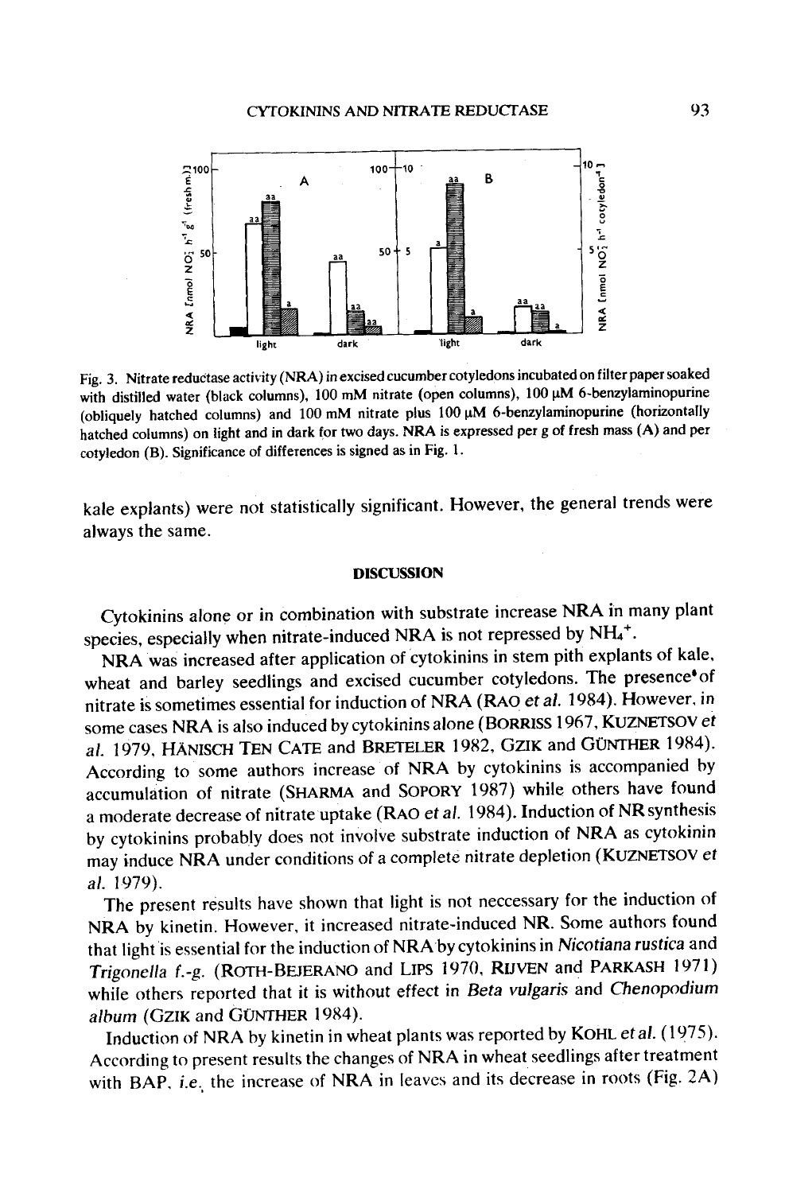Fig. 3. Nitrate reductase activity (NRA) in excised cucumber cotyledons incubated on filter paper soaked with distilled water (black columns), 100 mM nitrate (open columns), 100 μM 6-benzylaminopurine (obliquely hatched columns) and 100 mM nitrate plus 100 μM 6-benzylaminopurine (horizontally hatched columns) on light and in dark for two days. NRA is expressed per g of fresh mass (A) and per cotyledon (B). Significance of differences is signed as in Fig. 1.

kale explants) were not statistically significant. However, the general trends were always the same.

## DISCUSSION

Cytokinins alone or in combination with substrate increase NRA in many plant species, especially when nitrate-induced NRA is not repressed by $NH_4^+$.

NRA was increased after application of cytokinins in stem pith explants of kale, wheat and barley seedlings and excised cucumber cotyledons. The presence of nitrate is sometimes essential for induction of NRA (RAO *et al.* 1984). However, in some cases NRA is also induced by cytokinins alone (BORRISS 1967, KUZNETSOV *et al.* 1979, HÄNISCH TEN CATE and BRETELER 1982, GZIK and GÜNTHER 1984). According to some authors increase of NRA by cytokinins is accompanied by accumulation of nitrate (SHARMA and SOPORY 1987) while others have found a moderate decrease of nitrate uptake (RAO *et al.* 1984). Induction of NR synthesis by cytokinins probably does not involve substrate induction of NRA as cytokinin may induce NRA under conditions of a complete nitrate depletion (KUZNETSOV *et al.* 1979).

The present results have shown that light is not neccessary for the induction of NRA by kinetin. However, it increased nitrate-induced NR. Some authors found that light is essential for the induction of NRA by cytokinins in *Nicotiana rustica* and *Trigonella f.-g.* (ROTH-BEJERANO and LIPS 1970, RIJVEN and PARKASH 1971) while others reported that it is without effect in *Beta vulgaris* and *Chenopodium album* (GZIK and GÜNTHER 1984).

Induction of NRA by kinetin in wheat plants was reported by KOHL *et al.* (1975). According to present results the changes of NRA in wheat seedlings after treatment with BAP, *i.e.* the increase of NRA in leaves and its decrease in roots (Fig. 2A)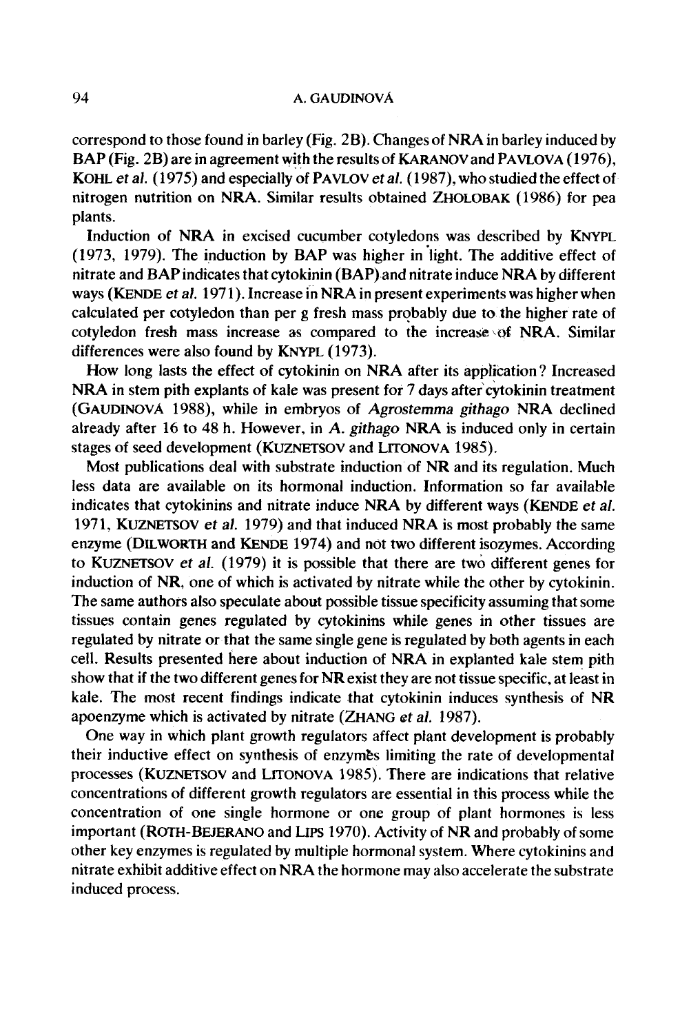correspond to those found in barley (Fig. 2B). Changes of NRA in barley induced by BAP (Fig. 2B) are in agreement with the results of KARANOV and PAVLOVA (1976), KOHL *et al.* (1975) and especially of PAVLOV *et al.* (1987), who studied the effect of nitrogen nutrition on NRA. Similar results obtained ZHOLOBAK (1986) for pea plants.

Induction of NRA in excised cucumber cotyledons was described by KNYPL (1973, 1979). The induction by BAP was higher in light. The additive effect of nitrate and BAP indicates that cytokinin (BAP) and nitrate induce NRA by different ways (KENDE *et al.* 1971). Increase in NRA in present experiments was higher when calculated per cotyledon than per g fresh mass probably due to the higher rate of cotyledon fresh mass increase as compared to the increase of NRA. Similar differences were also found by KNYPL (1973).

How long lasts the effect of cytokinin on NRA after its application? Increased NRA in stem pith explants of kale was present for 7 days after cytokinin treatment (GAUDINOVÁ 1988), while in embryos of *Agrostemma githago* NRA declined already after 16 to 48 h. However, in *A. githago* NRA is induced only in certain stages of seed development (KUZNETSOV and LITONOVA 1985).

Most publications deal with substrate induction of NR and its regulation. Much less data are available on its hormonal induction. Information so far available indicates that cytokinins and nitrate induce NRA by different ways (KENDE *et al.* 1971, KUZNETSOV *et al.* 1979) and that induced NRA is most probably the same enzyme (DILWORTH and KENDE 1974) and not two different isozymes. According to KUZNETSOV *et al.* (1979) it is possible that there are two different genes for induction of NR, one of which is activated by nitrate while the other by cytokinin. The same authors also speculate about possible tissue specificity assuming that some tissues contain genes regulated by cytokinins while genes in other tissues are regulated by nitrate or that the same single gene is regulated by both agents in each cell. Results presented here about induction of NRA in explanted kale stem pith show that if the two different genes for NR exist they are not tissue specific, at least in kale. The most recent findings indicate that cytokinin induces synthesis of NR apoenzyme which is activated by nitrate (ZHANG *et al.* 1987).

One way in which plant growth regulators affect plant development is probably their inductive effect on synthesis of enzymes limiting the rate of developmental processes (KUZNETSOV and LITONOVA 1985). There are indications that relative concentrations of different growth regulators are essential in this process while the concentration of one single hormone or one group of plant hormones is less important (ROTH-BEJERANO and LIPS 1970). Activity of NR and probably of some other key enzymes is regulated by multiple hormonal system. Where cytokinins and nitrate exhibit additive effect on NRA the hormone may also accelerate the substrate induced process.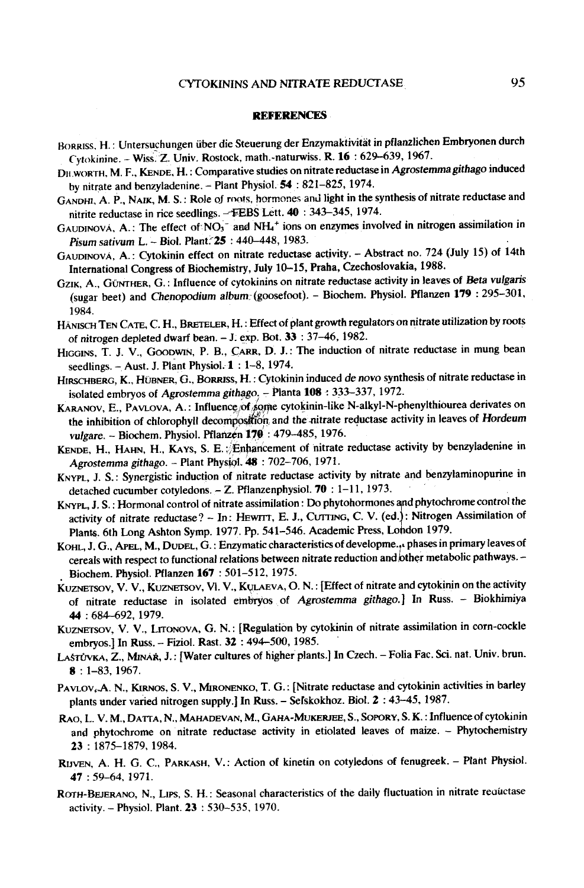## REFERENCES

Borriss, H.: Untersuchungen über die Steuerung der Enzymaktivität in pflanzlichen Embryonen durch Cytokinine. – Wiss. Z. Univ. Rostock, math.-naturwiss. R. **16** : 629–639, 1967.

Dilworth, M. F., Kende, H.: Comparative studies on nitrate reductase in *Agrostemma githago* induced by nitrate and benzyladenine. – Plant Physiol. **54** : 821–825, 1974.

Gandhi, A. P., Naik, M. S.: Role of roots, hormones and light in the synthesis of nitrate reductase and nitrite reductase in rice seedlings. – FEBS Lett. **40** : 343–345, 1974.

Gaudinová, A.: The effect of $NO_3^-$ and $NH_4^+$ ions on enzymes involved in nitrogen assimilation in *Pisum sativum* L. – Biol. Plant. **25** : 440–448, 1983.

Gaudinová, A.: Cytokinin effect on nitrate reductase activity. – Abstract no. 724 (July 15) of 14th International Congress of Biochemistry, July 10–15, Praha, Czechoslovakia, 1988.

Gzik, A., Günther, G.: Influence of cytokinins on nitrate reductase activity in leaves of *Beta vulgaris* (sugar beet) and *Chenopodium album* (goosefoot). – Biochem. Physiol. Pflanzen **179** : 295–301, 1984.

Hänisch Ten Cate, C. H., Breteler, H.: Effect of plant growth regulators on nitrate utilization by roots of nitrogen depleted dwarf bean. – J. exp. Bot. **33** : 37–46, 1982.

Higgins, T. J. V., Goodwin, P. B., Carr, D. J.: The induction of nitrate reductase in mung bean seedlings. – Aust. J. Plant Physiol. **1** : 1–8, 1974.

Hirschberg, K., Hübner, G., Borriss, H.: Cytokinin induced *de novo* synthesis of nitrate reductase in isolated embryos of *Agrostemma githago*. – Planta **108** : 333–337, 1972.

Karanov, E., Pavlova, A.: Influence of some cytokinin-like N-alkyl-N-phenylthiourea derivates on the inhibition of chlorophyll decomposition and the nitrate reductase activity in leaves of *Hordeum vulgare*. – Biochem. Physiol. Pflanzen **170** : 479–485, 1976.

Kende, H., Hahn, H., Kays, S. E.: Enhancement of nitrate reductase activity by benzyladenine in *Agrostemma githago*. – Plant Physiol. **48** : 702–706, 1971.

Knypl, J. S.: Synergistic induction of nitrate reductase activity by nitrate and benzylaminopurine in detached cucumber cotyledons. – Z. Pflanzenphysiol. **70** : 1–11, 1973.

Knypl, J. S.: Hormonal control of nitrate assimilation: Do phytohormones and phytochrome control the activity of nitrate reductase? – In: Hewitt, E. J., Cutting, C. V. (ed.): Nitrogen Assimilation of Plants. 6th Long Ashton Symp. 1977. Pp. 541–546. Academic Press, London 1979.

Kohl, J. G., Apel, M., Dudel, G.: Enzymatic characteristics of development phases in primary leaves of cereals with respect to functional relations between nitrate reduction and other metabolic pathways. – Biochem. Physiol. Pflanzen **167** : 501–512, 1975.

Kuznetsov, V. V., Kuznetsov, Vl. V., Kulaeva, O. N.: [Effect of nitrate and cytokinin on the activity of nitrate reductase in isolated embryos of *Agrostemma githago*.] In Russ. – Biokhimiya **44** : 684–692, 1979.

Kuznetsov, V. V., Litonova, G. N.: [Regulation by cytokinin of nitrate assimilation in corn-cockle embryos.] In Russ. – Fiziol. Rast. **32** : 494–500, 1985.

Laštůvka, Z., Minář, J.: [Water cultures of higher plants.] In Czech. – Folia Fac. Sci. nat. Univ. brun. **8** : 1–83, 1967.

Pavlov, A. N., Kirnos, S. V., Mironenko, T. G.: [Nitrate reductase and cytokinin activities in barley plants under varied nitrogen supply.] In Russ. – Sel'skokhoz. Biol. **2** : 43–45, 1987.

Rao, L. V. M., Datta, N., Mahadevan, M., Gaha-Mukerjee, S., Sopory, S. K.: Influence of cytokinin and phytochrome on nitrate reductase activity in etiolated leaves of maize. – Phytochemistry **23** : 1875–1879, 1984.

Rijven, A. H. G. C., Parkash, V.: Action of kinetin on cotyledons of fenugreek. – Plant Physiol. **47** : 59–64, 1971.

Roth-Bejerano, N., Lips, S. H.: Seasonal characteristics of the daily fluctuation in nitrate reductase activity. – Physiol. Plant. **23** : 530–535, 1970.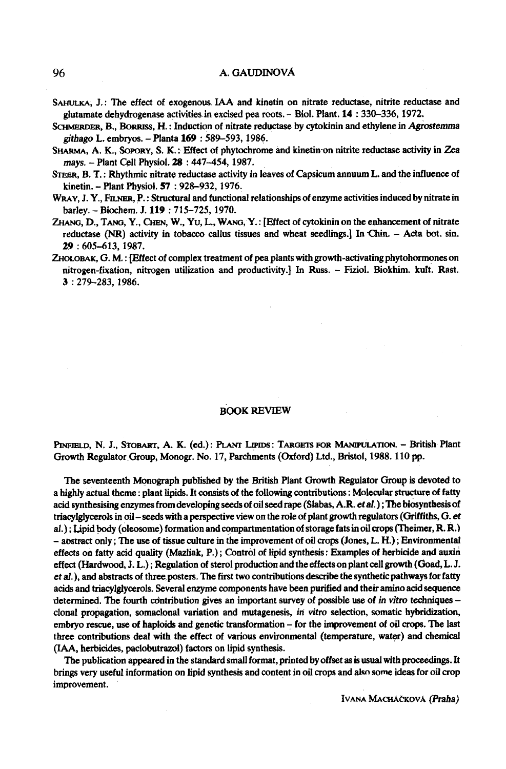SAHULKA, J.: The effect of exogenous IAA and kinetin on nitrate reductase, nitrite reductase and glutamate dehydrogenase activities in excised pea roots. – Biol. Plant. **14** : 330–336, 1972.

SCHMERDER, B., BORRISS, H.: Induction of nitrate reductase by cytokinin and ethylene in *Agrostemma githago* L. embryos. – Planta **169** : 589–593, 1986.

SHARMA, A. K., SOPORY, S. K.: Effect of phytochrome and kinetin on nitrite reductase activity in *Zea mays*. – Plant Cell Physiol. **28** : 447–454, 1987.

STEER, B. T.: Rhythmic nitrate reductase activity in leaves of Capsicum annuum L. and the influence of kinetin. – Plant Physiol. **57** : 928–932, 1976.

WRAY, J. Y., FILNER, P.: Structural and functional relationships of enzyme activities induced by nitrate in barley. – Biochem. J. **119** : 715–725, 1970.

ZHANG, D., TANG, Y., CHEN, W., YU, L., WANG, Y.: [Effect of cytokinin on the enhancement of nitrate reductase (NR) activity in tobacco callus tissues and wheat seedlings.] In Chin. – Acta bot. sin. **29** : 605–613, 1987.

ZHOLOBAK, G. M.: [Effect of complex treatment of pea plants with growth-activating phytohormones on nitrogen-fixation, nitrogen utilization and productivity.] In Russ. – Fiziol. Biokhim. kult. Rast. **3** : 279–283, 1986.

## BOOK REVIEW

PINFIELD, N. J., STOBART, A. K. (ed.): PLANT LIPIDS: TARGETS FOR MANIPULATION. – British Plant Growth Regulator Group, Monogr. No. 17, Parchments (Oxford) Ltd., Bristol, 1988. 110 pp.

The seventeenth Monograph published by the British Plant Growth Regulator Group is devoted to a highly actual theme: plant lipids. It consists of the following contributions: Molecular structure of fatty acid synthesising enzymes from developing seeds of oil seed rape (Slabas, A.R. *et al.*); The biosynthesis of triacylglycerols in oil-seeds with a perspective view on the role of plant growth regulators (Griffiths, G. *et al.*); Lipid body (oleosome) formation and compartmentation of storage fats in oil crops (Theimer, R. R.) – abstract only; The use of tissue culture in the improvement of oil crops (Jones, L. H.); Environmental effects on fatty acid quality (Mazliak, P.); Control of lipid synthesis: Examples of herbicide and auxin effect (Hardwood, J. L.); Regulation of sterol production and the effects on plant cell growth (Goad, L. J. *et al.*), and abstracts of three posters. The first two contributions describe the synthetic pathways for fatty acids and triacylglycerols. Several enzyme components have been purified and their amino acid sequence determined. The fourth contribution gives an important survey of possible use of *in vitro* techniques – clonal propagation, somaclonal variation and mutagenesis, *in vitro* selection, somatic hybridization, embryo rescue, use of haploids and genetic transformation – for the improvement of oil crops. The last three contributions deal with the effect of various environmental (temperature, water) and chemical (IAA, herbicides, paclobutrazol) factors on lipid synthesis.

The publication appeared in the standard small format, printed by offset as is usual with proceedings. It brings very useful information on lipid synthesis and content in oil crops and also some ideas for oil crop improvement.

IVANA MACHÁČKOVÁ (*Praha*)